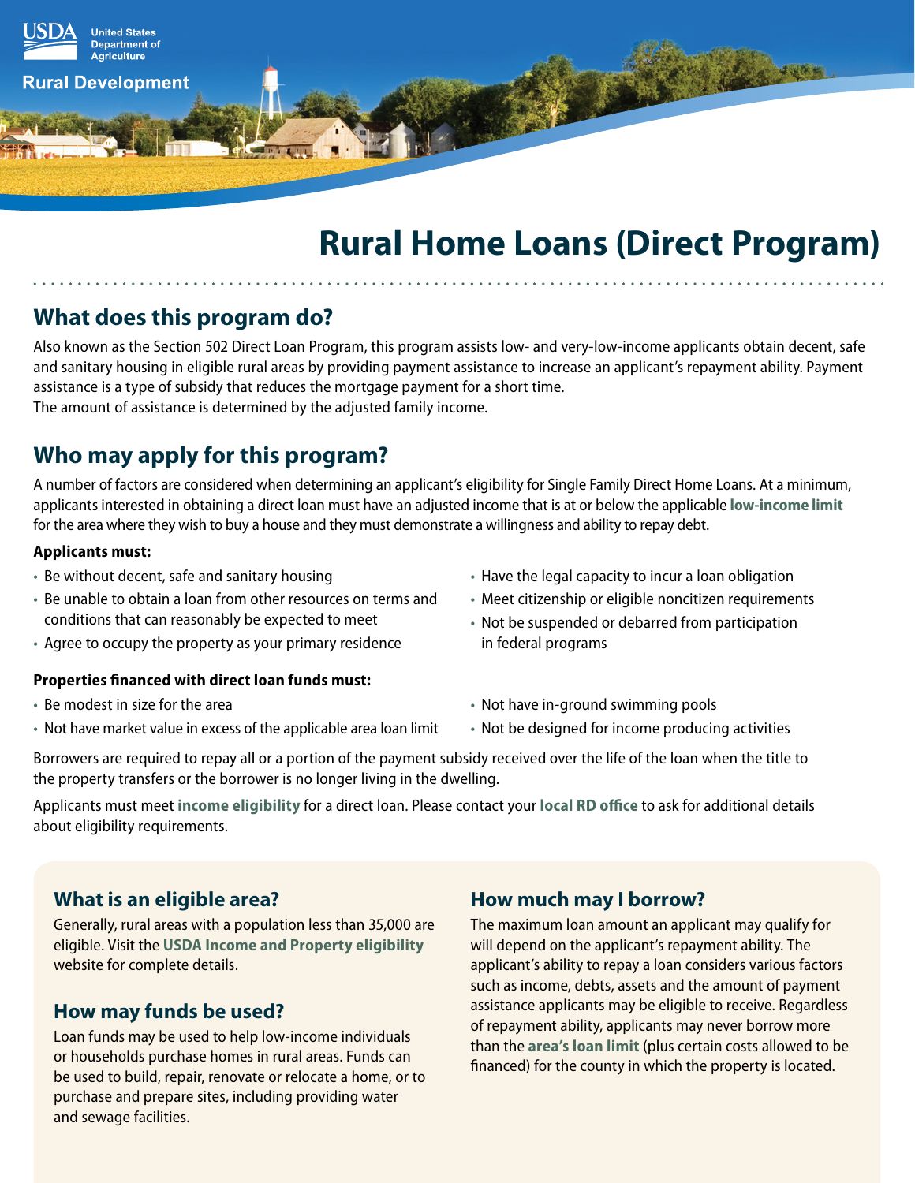USDA United States Department of Agriculture

Rural Development

# Rural Home Loans (Direct Program)

## What does this program do?

Also known as the Section 502 Direct Loan Program, this program assists low- and very-low-income applicants obtain decent, safe and sanitary housing in eligible rural areas by providing payment assistance to increase an applicant's repayment ability. Payment assistance is a type of subsidy that reduces the mortgage payment for a short time.
The amount of assistance is determined by the adjusted family income.

## Who may apply for this program?

A number of factors are considered when determining an applicant's eligibility for Single Family Direct Home Loans. At a minimum, applicants interested in obtaining a direct loan must have an adjusted income that is at or below the applicable **low-income limit** for the area where they wish to buy a house and they must demonstrate a willingness and ability to repay debt.

**Applicants must:**

- Be without decent, safe and sanitary housing
- Be unable to obtain a loan from other resources on terms and conditions that can reasonably be expected to meet
- Agree to occupy the property as your primary residence
- Have the legal capacity to incur a loan obligation
- Meet citizenship or eligible noncitizen requirements
- Not be suspended or debarred from participation in federal programs

**Properties financed with direct loan funds must:**

- Be modest in size for the area
- Not have market value in excess of the applicable area loan limit
- Not have in-ground swimming pools
- Not be designed for income producing activities

Borrowers are required to repay all or a portion of the payment subsidy received over the life of the loan when the title to the property transfers or the borrower is no longer living in the dwelling.

Applicants must meet **income eligibility** for a direct loan. Please contact your **local RD office** to ask for additional details about eligibility requirements.

### What is an eligible area?

Generally, rural areas with a population less than 35,000 are eligible. Visit the **USDA Income and Property eligibility** website for complete details.

### How may funds be used?

Loan funds may be used to help low-income individuals or households purchase homes in rural areas. Funds can be used to build, repair, renovate or relocate a home, or to purchase and prepare sites, including providing water and sewage facilities.

### How much may I borrow?

The maximum loan amount an applicant may qualify for will depend on the applicant's repayment ability. The applicant's ability to repay a loan considers various factors such as income, debts, assets and the amount of payment assistance applicants may be eligible to receive. Regardless of repayment ability, applicants may never borrow more than the **area's loan limit** (plus certain costs allowed to be financed) for the county in which the property is located.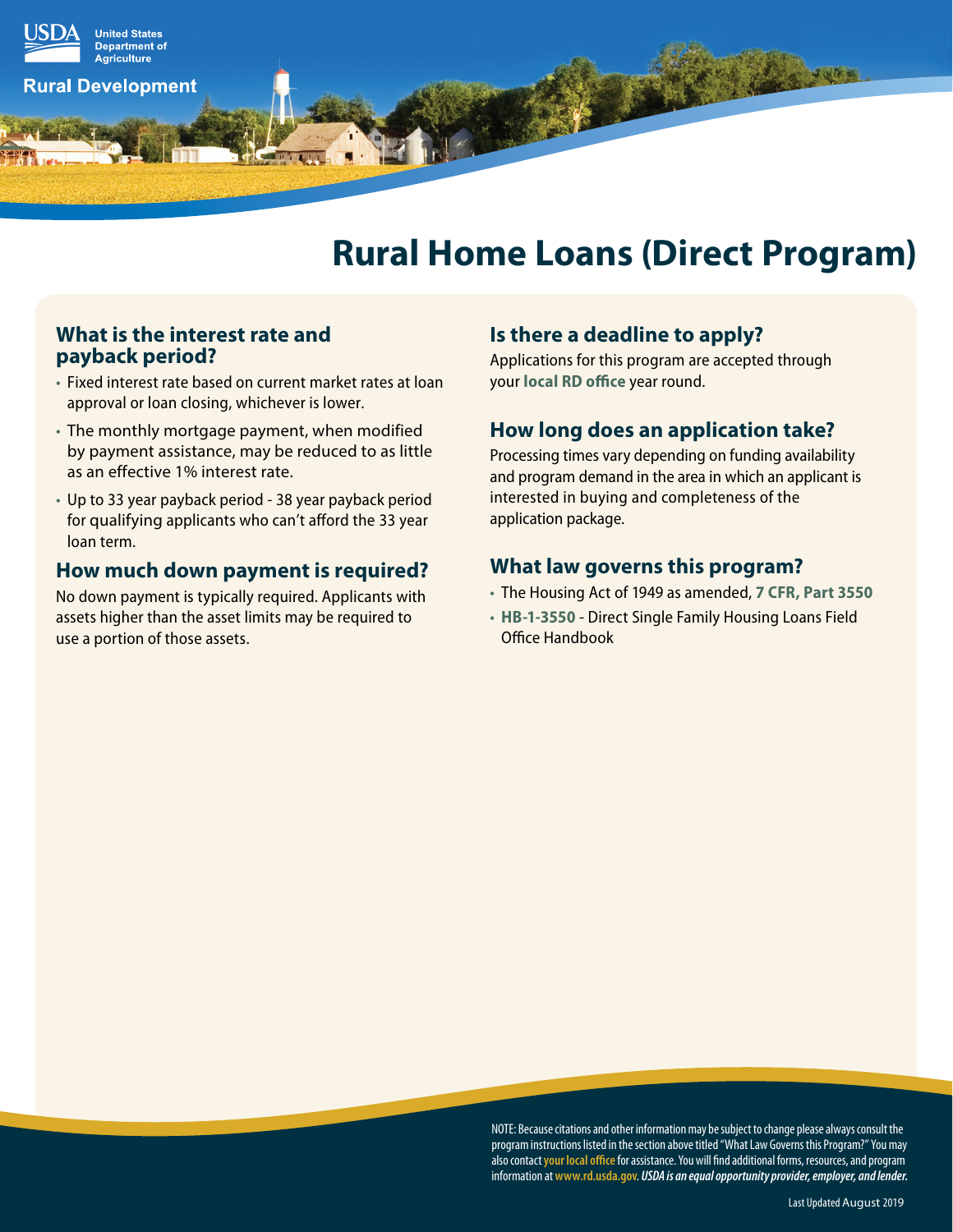# Rural Home Loans (Direct Program)

## What is the interest rate and payback period?

- Fixed interest rate based on current market rates at loan approval or loan closing, whichever is lower.
- The monthly mortgage payment, when modified by payment assistance, may be reduced to as little as an effective 1% interest rate.
- Up to 33 year payback period - 38 year payback period for qualifying applicants who can't afford the 33 year loan term.

## How much down payment is required?

No down payment is typically required. Applicants with assets higher than the asset limits may be required to use a portion of those assets.

## Is there a deadline to apply?

Applications for this program are accepted through your **local RD office** year round.

## How long does an application take?

Processing times vary depending on funding availability and program demand in the area in which an applicant is interested in buying and completeness of the application package.

## What law governs this program?

- The Housing Act of 1949 as amended, **7 CFR, Part 3550**
- **HB-1-3550** - Direct Single Family Housing Loans Field Office Handbook

NOTE: Because citations and other information may be subject to change please always consult the program instructions listed in the section above titled "What Law Governs this Program?" You may also contact **your local office** for assistance. You will find additional forms, resources, and program information at **www.rd.usda.gov**. ***USDA is an equal opportunity provider, employer, and lender.***

Last Updated August 2019